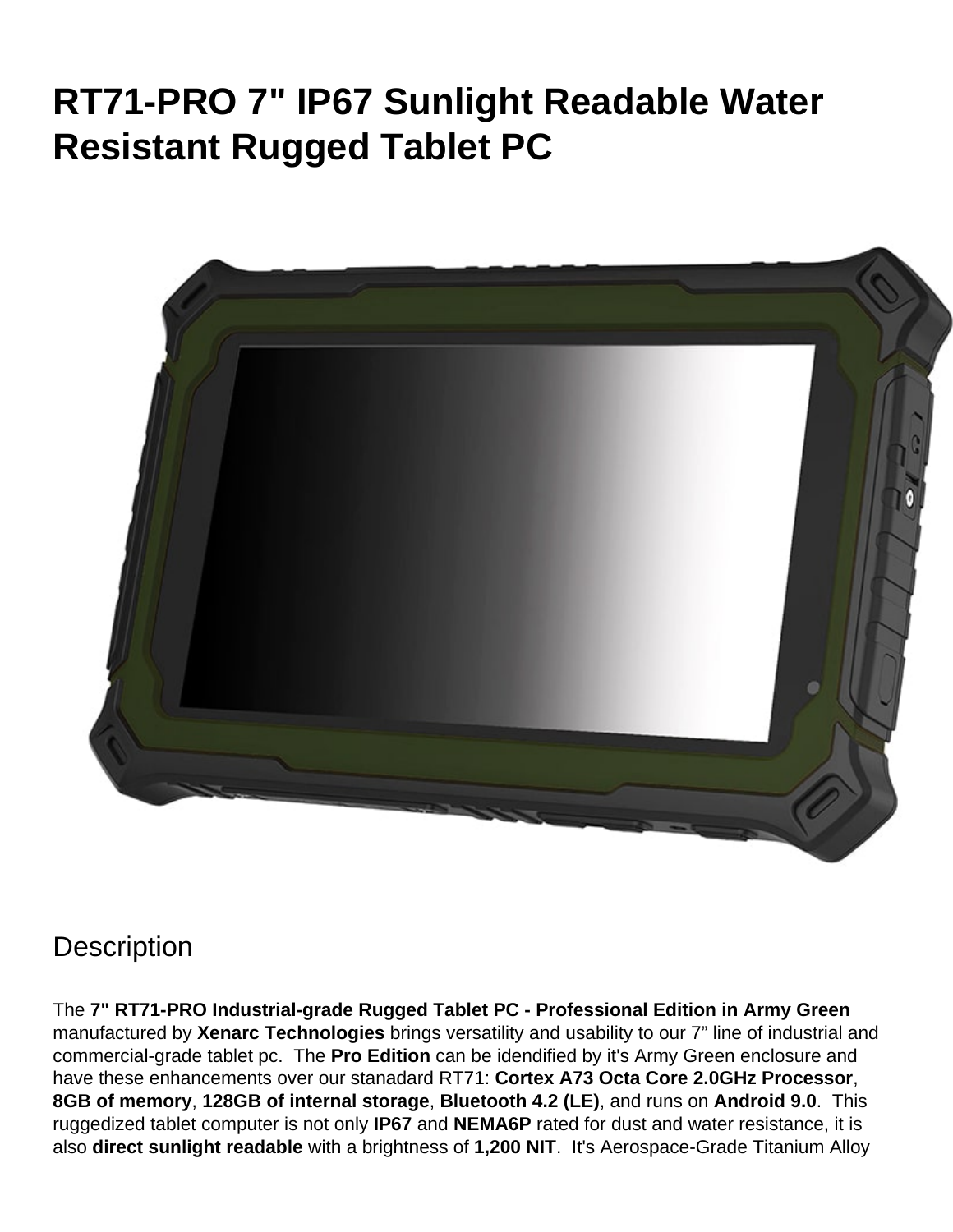# RT71-PRO 7" IP67 Sunlight Readable Water Resistant Rugged Tablet PC

## Description

The **7" RT71-PRO Industrial-grade Rugged Tablet PC - Professional Edition in Army Green** manufactured by **Xenarc Technologies** brings versatility and usability to our 7” line of industrial and commercial-grade tablet pc. The **Pro Edition** can be idendified by it's Army Green enclosure and have these enhancements over our stanadard RT71: **Cortex A73 Octa Core 2.0GHz Processor**, **8GB of memory**, **128GB of internal storage**, **Bluetooth 4.2 (LE)**, and runs on **Android 9.0**. This ruggedized tablet computer is not only **IP67** and **NEMA6P** rated for dust and water resistance, it is also **direct sunlight readable** with a brightness of **1,200 NIT**. It's Aerospace-Grade Titanium Alloy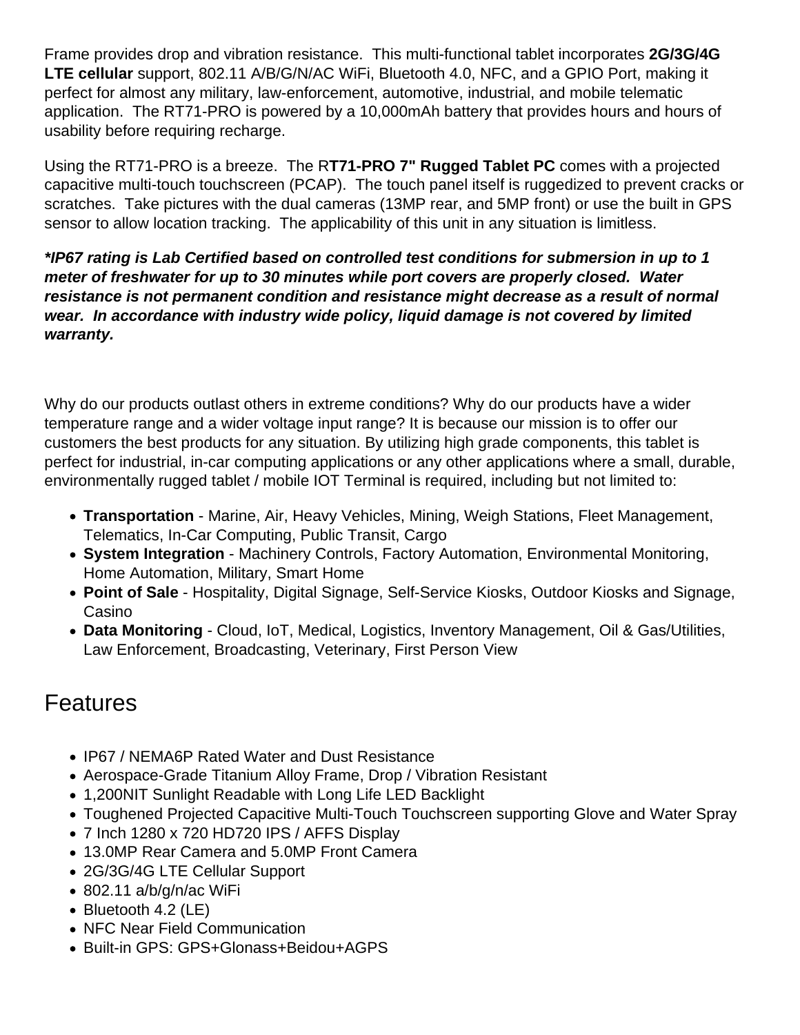Frame provides drop and vibration resistance.  This multi-functional tablet incorporates **2G/3G/4G LTE cellular** support, 802.11 A/B/G/N/AC WiFi, Bluetooth 4.0, NFC, and a GPIO Port, making it perfect for almost any military, law-enforcement, automotive, industrial, and mobile telematic application.  The RT71-PRO is powered by a 10,000mAh battery that provides hours and hours of usability before requiring recharge.

Using the RT71-PRO is a breeze.  The R**T71-PRO 7" Rugged Tablet PC** comes with a projected capacitive multi-touch touchscreen (PCAP).  The touch panel itself is ruggedized to prevent cracks or scratches.  Take pictures with the dual cameras (13MP rear, and 5MP front) or use the built in GPS sensor to allow location tracking.  The applicability of this unit in any situation is limitless.

***IP67 rating is Lab Certified based on controlled test conditions for submersion in up to 1 meter of freshwater for up to 30 minutes while port covers are properly closed.  Water resistance is not permanent condition and resistance might decrease as a result of normal wear.  In accordance with industry wide policy, liquid damage is not covered by limited warranty.***

Why do our products outlast others in extreme conditions? Why do our products have a wider temperature range and a wider voltage input range? It is because our mission is to offer our customers the best products for any situation. By utilizing high grade components, this tablet is perfect for industrial, in-car computing applications or any other applications where a small, durable, environmentally rugged tablet / mobile IOT Terminal is required, including but not limited to:

- **Transportation** - Marine, Air, Heavy Vehicles, Mining, Weigh Stations, Fleet Management, Telematics, In-Car Computing, Public Transit, Cargo
- **System Integration** - Machinery Controls, Factory Automation, Environmental Monitoring, Home Automation, Military, Smart Home
- **Point of Sale** - Hospitality, Digital Signage, Self-Service Kiosks, Outdoor Kiosks and Signage, Casino
- **Data Monitoring** - Cloud, IoT, Medical, Logistics, Inventory Management, Oil & Gas/Utilities, Law Enforcement, Broadcasting, Veterinary, First Person View

## Features

- IP67 / NEMA6P Rated Water and Dust Resistance
- Aerospace-Grade Titanium Alloy Frame, Drop / Vibration Resistant
- 1,200NIT Sunlight Readable with Long Life LED Backlight
- Toughened Projected Capacitive Multi-Touch Touchscreen supporting Glove and Water Spray
- 7 Inch 1280 x 720 HD720 IPS / AFFS Display
- 13.0MP Rear Camera and 5.0MP Front Camera
- 2G/3G/4G LTE Cellular Support
- 802.11 a/b/g/n/ac WiFi
- Bluetooth 4.2 (LE)
- NFC Near Field Communication
- Built-in GPS: GPS+Glonass+Beidou+AGPS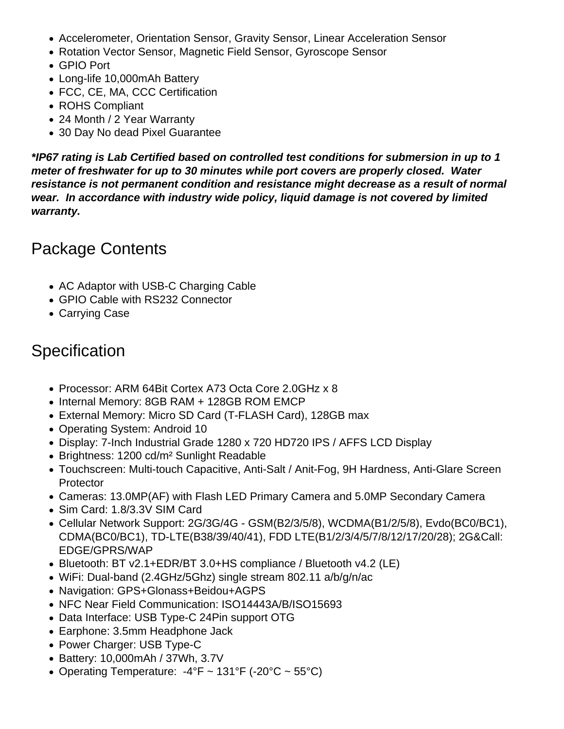- Accelerometer, Orientation Sensor, Gravity Sensor, Linear Acceleration Sensor
- Rotation Vector Sensor, Magnetic Field Sensor, Gyroscope Sensor
- GPIO Port
- Long-life 10,000mAh Battery
- FCC, CE, MA, CCC Certification
- ROHS Compliant
- 24 Month / 2 Year Warranty
- 30 Day No dead Pixel Guarantee

***IP67 rating is Lab Certified based on controlled test conditions for submersion in up to 1 meter of freshwater for up to 30 minutes while port covers are properly closed. Water resistance is not permanent condition and resistance might decrease as a result of normal wear. In accordance with industry wide policy, liquid damage is not covered by limited warranty.***

## Package Contents

- AC Adaptor with USB-C Charging Cable
- GPIO Cable with RS232 Connector
- Carrying Case

## Specification

- Processor: ARM 64Bit Cortex A73 Octa Core 2.0GHz x 8
- Internal Memory: 8GB RAM + 128GB ROM EMCP
- External Memory: Micro SD Card (T-FLASH Card), 128GB max
- Operating System: Android 10
- Display: 7-Inch Industrial Grade 1280 x 720 HD720 IPS / AFFS LCD Display
- Brightness: 1200 cd/m² Sunlight Readable
- Touchscreen: Multi-touch Capacitive, Anti-Salt / Anit-Fog, 9H Hardness, Anti-Glare Screen Protector
- Cameras: 13.0MP(AF) with Flash LED Primary Camera and 5.0MP Secondary Camera
- Sim Card: 1.8/3.3V SIM Card
- Cellular Network Support: 2G/3G/4G - GSM(B2/3/5/8), WCDMA(B1/2/5/8), Evdo(BC0/BC1), CDMA(BC0/BC1), TD-LTE(B38/39/40/41), FDD LTE(B1/2/3/4/5/7/8/12/17/20/28); 2G&Call: EDGE/GPRS/WAP
- Bluetooth: BT v2.1+EDR/BT 3.0+HS compliance / Bluetooth v4.2 (LE)
- WiFi: Dual-band (2.4GHz/5Ghz) single stream 802.11 a/b/g/n/ac
- Navigation: GPS+Glonass+Beidou+AGPS
- NFC Near Field Communication: ISO14443A/B/ISO15693
- Data Interface: USB Type-C 24Pin support OTG
- Earphone: 3.5mm Headphone Jack
- Power Charger: USB Type-C
- Battery: 10,000mAh / 37Wh, 3.7V
- Operating Temperature: -4°F ~ 131°F (-20°C ~ 55°C)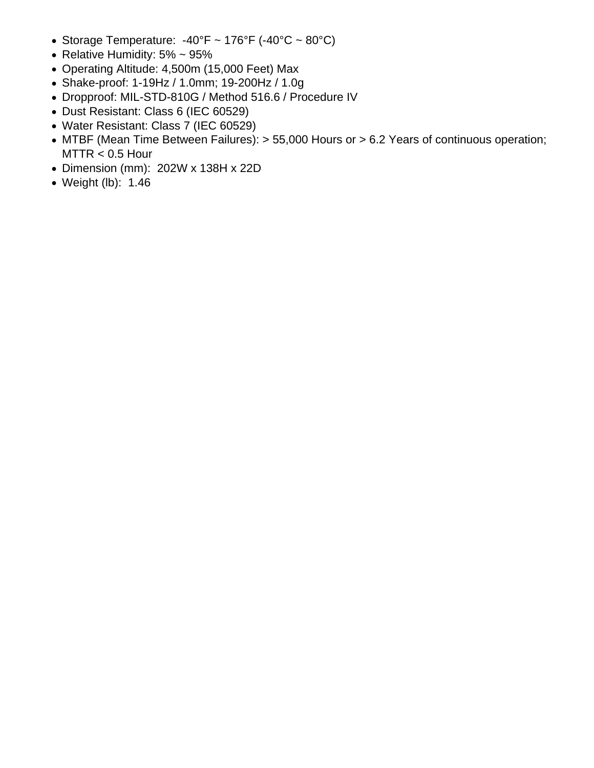- Storage Temperature:  -40°F ~ 176°F (-40°C ~ 80°C)
- Relative Humidity: 5% ~ 95%
- Operating Altitude: 4,500m (15,000 Feet) Max
- Shake-proof: 1-19Hz / 1.0mm; 19-200Hz / 1.0g
- Dropproof: MIL-STD-810G / Method 516.6 / Procedure IV
- Dust Resistant: Class 6 (IEC 60529)
- Water Resistant: Class 7 (IEC 60529)
- MTBF (Mean Time Between Failures): > 55,000 Hours or > 6.2 Years of continuous operation; MTTR < 0.5 Hour
- Dimension (mm):  202W x 138H x 22D
- Weight (lb):  1.46